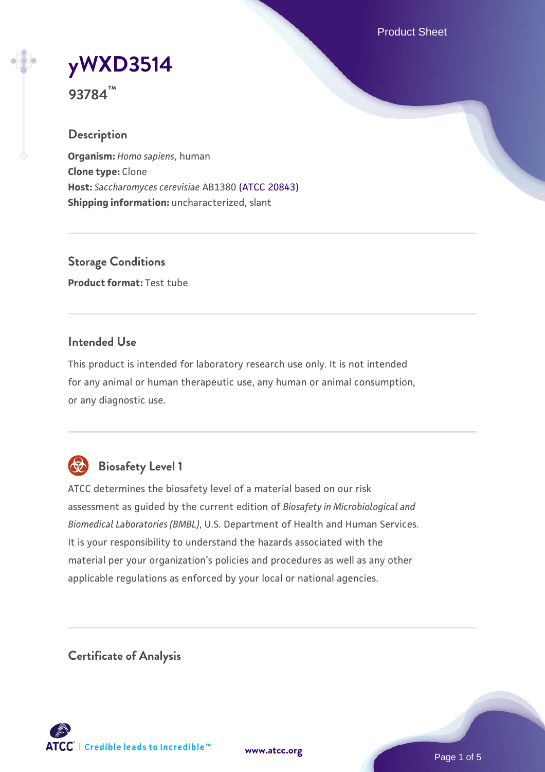# yWXD3514

**93784™**

## Description

**Organism:** *Homo sapiens*, human
**Clone type:** Clone
**Host:** *Saccharomyces cerevisiae* AB1380 (ATCC 20843)
**Shipping information:** uncharacterized, slant

## Storage Conditions

**Product format:** Test tube

## Intended Use

This product is intended for laboratory research use only. It is not intended for any animal or human therapeutic use, any human or animal consumption, or any diagnostic use.

## Biosafety Level 1

ATCC determines the biosafety level of a material based on our risk assessment as guided by the current edition of *Biosafety in Microbiological and Biomedical Laboratories (BMBL)*, U.S. Department of Health and Human Services. It is your responsibility to understand the hazards associated with the material per your organization's policies and procedures as well as any other applicable regulations as enforced by your local or national agencies.

## Certificate of Analysis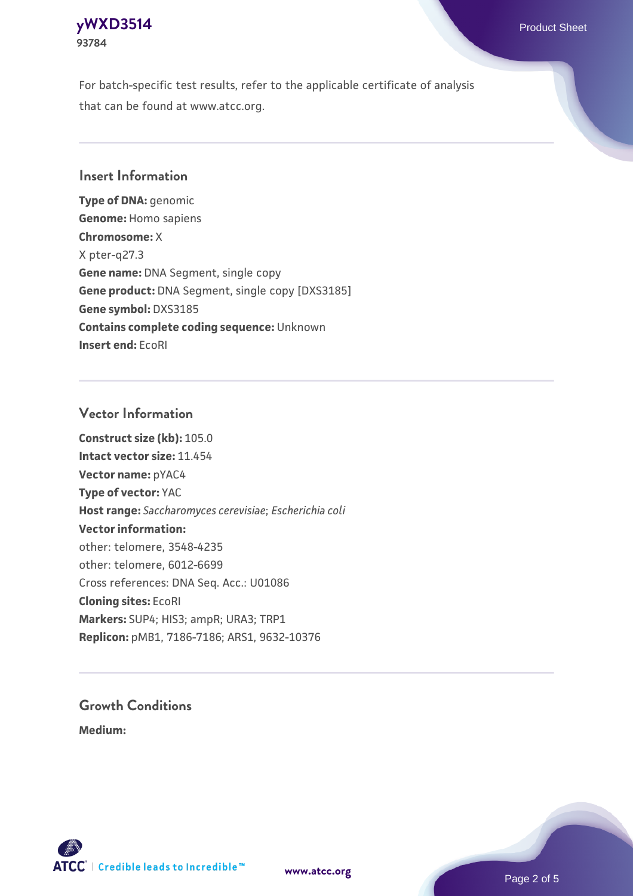For batch-specific test results, refer to the applicable certificate of analysis that can be found at www.atcc.org.

## Insert Information

**Type of DNA:** genomic
**Genome:** Homo sapiens
**Chromosome:** X
X pter-q27.3
**Gene name:** DNA Segment, single copy
**Gene product:** DNA Segment, single copy [DXS3185]
**Gene symbol:** DXS3185
**Contains complete coding sequence:** Unknown
**Insert end:** EcoRI

## Vector Information

**Construct size (kb):** 105.0
**Intact vector size:** 11.454
**Vector name:** pYAC4
**Type of vector:** YAC
**Host range:** *Saccharomyces cerevisiae*; *Escherichia coli*
**Vector information:**
other: telomere, 3548-4235
other: telomere, 6012-6699
Cross references: DNA Seq. Acc.: U01086
**Cloning sites:** EcoRI
**Markers:** SUP4; HIS3; ampR; URA3; TRP1
**Replicon:** pMB1, 7186-7186; ARS1, 9632-10376

## Growth Conditions

**Medium:**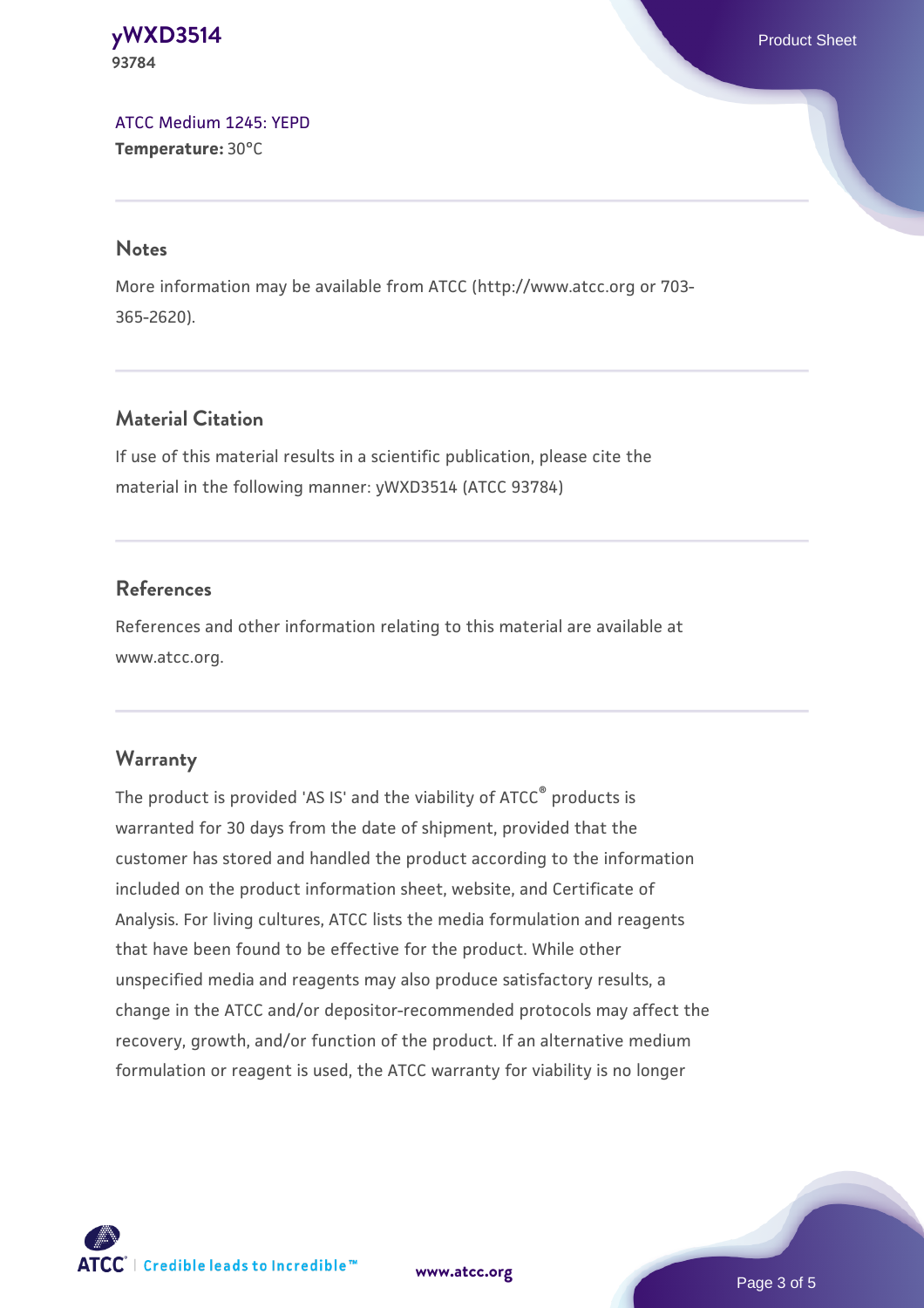ATCC Medium 1245: YEPD
**Temperature:** 30°C

## Notes

More information may be available from ATCC (http://www.atcc.org or 703-365-2620).

## Material Citation

If use of this material results in a scientific publication, please cite the material in the following manner: yWXD3514 (ATCC 93784)

## References

References and other information relating to this material are available at www.atcc.org.

## Warranty

The product is provided 'AS IS' and the viability of ATCC® products is warranted for 30 days from the date of shipment, provided that the customer has stored and handled the product according to the information included on the product information sheet, website, and Certificate of Analysis. For living cultures, ATCC lists the media formulation and reagents that have been found to be effective for the product. While other unspecified media and reagents may also produce satisfactory results, a change in the ATCC and/or depositor-recommended protocols may affect the recovery, growth, and/or function of the product. If an alternative medium formulation or reagent is used, the ATCC warranty for viability is no longer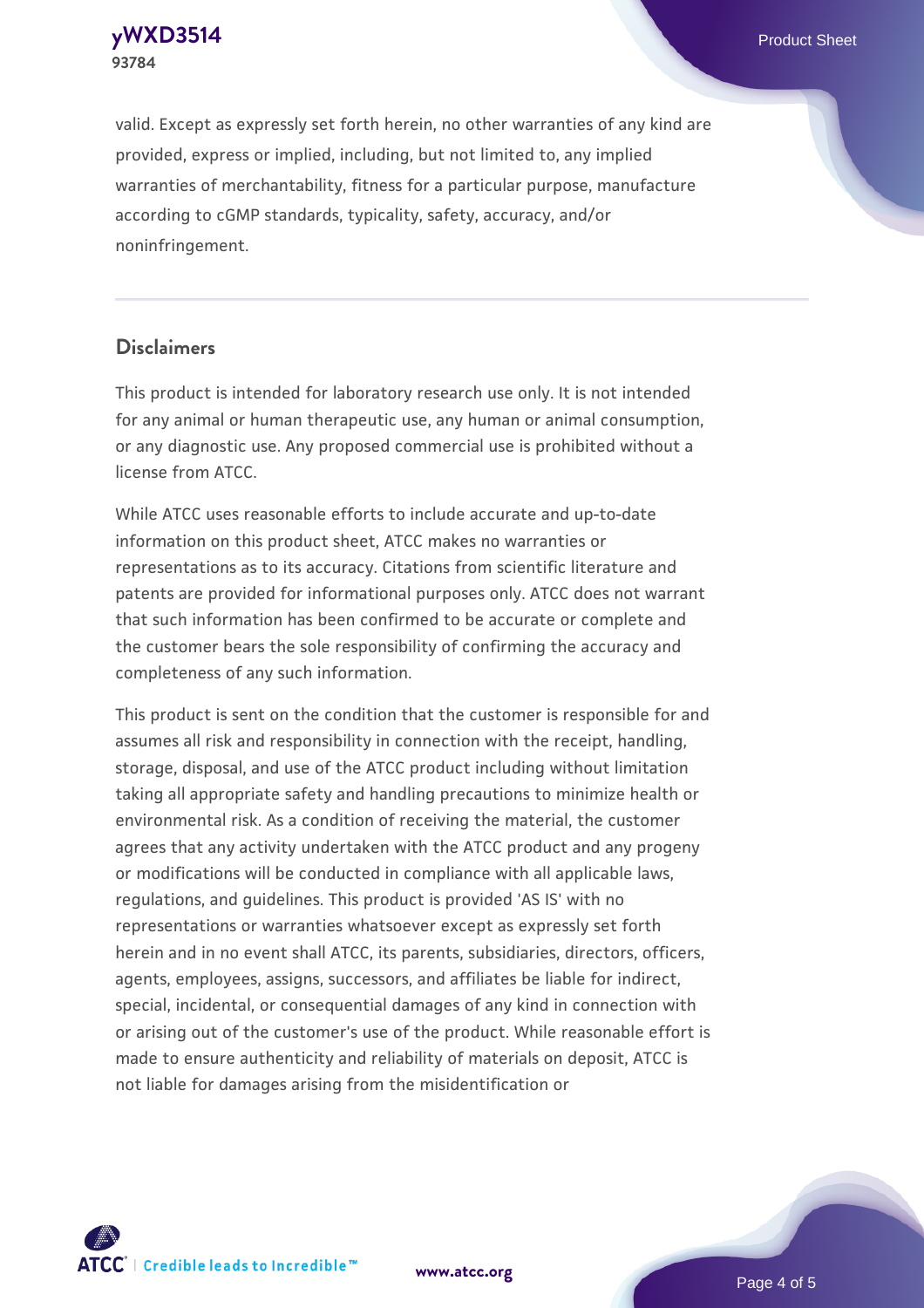valid. Except as expressly set forth herein, no other warranties of any kind are provided, express or implied, including, but not limited to, any implied warranties of merchantability, fitness for a particular purpose, manufacture according to cGMP standards, typicality, safety, accuracy, and/or noninfringement.

## Disclaimers

This product is intended for laboratory research use only. It is not intended for any animal or human therapeutic use, any human or animal consumption, or any diagnostic use. Any proposed commercial use is prohibited without a license from ATCC.

While ATCC uses reasonable efforts to include accurate and up-to-date information on this product sheet, ATCC makes no warranties or representations as to its accuracy. Citations from scientific literature and patents are provided for informational purposes only. ATCC does not warrant that such information has been confirmed to be accurate or complete and the customer bears the sole responsibility of confirming the accuracy and completeness of any such information.

This product is sent on the condition that the customer is responsible for and assumes all risk and responsibility in connection with the receipt, handling, storage, disposal, and use of the ATCC product including without limitation taking all appropriate safety and handling precautions to minimize health or environmental risk. As a condition of receiving the material, the customer agrees that any activity undertaken with the ATCC product and any progeny or modifications will be conducted in compliance with all applicable laws, regulations, and guidelines. This product is provided 'AS IS' with no representations or warranties whatsoever except as expressly set forth herein and in no event shall ATCC, its parents, subsidiaries, directors, officers, agents, employees, assigns, successors, and affiliates be liable for indirect, special, incidental, or consequential damages of any kind in connection with or arising out of the customer's use of the product. While reasonable effort is made to ensure authenticity and reliability of materials on deposit, ATCC is not liable for damages arising from the misidentification or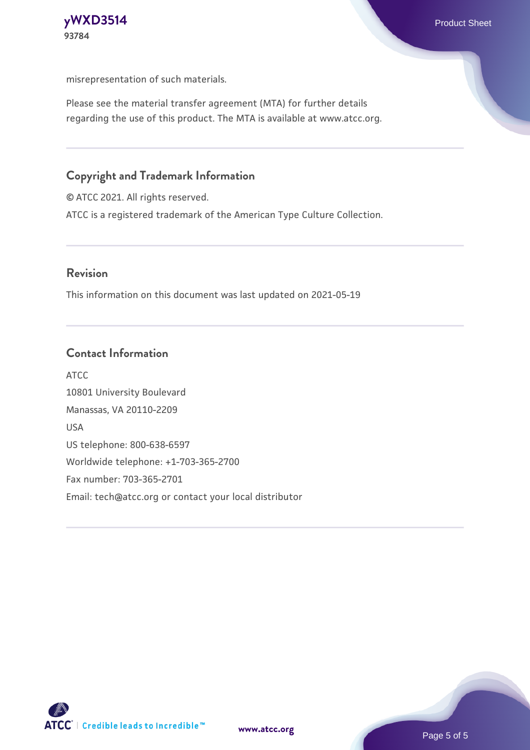misrepresentation of such materials.

Please see the material transfer agreement (MTA) for further details regarding the use of this product. The MTA is available at www.atcc.org.

## Copyright and Trademark Information

© ATCC 2021. All rights reserved.

ATCC is a registered trademark of the American Type Culture Collection.

## Revision

This information on this document was last updated on 2021-05-19

## Contact Information

ATCC
10801 University Boulevard
Manassas, VA 20110-2209
USA
US telephone: 800-638-6597
Worldwide telephone: +1-703-365-2700
Fax number: 703-365-2701
Email: tech@atcc.org or contact your local distributor